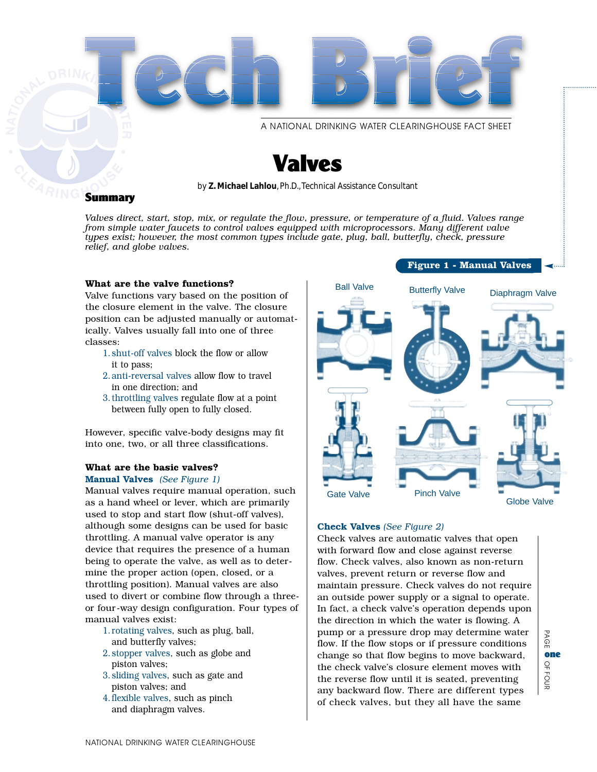# Tech Brief

A NATIONAL DRINKING WATER CLEARINGHOUSE FACT SHEET

# Valves

by **Z. Michael Lahlou**, Ph.D., Technical Assistance Consultant

## Summary

*Valves direct, start, stop, mix, or regulate the flow, pressure, or temperature of a fluid. Valves range from simple water faucets to control valves equipped with microprocessors. Many different valve types exist; however, the most common types include gate, plug, ball, butterfly, check, pressure relief, and globe valves.*

### What are the valve functions?

Valve functions vary based on the position of the closure element in the valve. The closure position can be adjusted manually or automatically. Valves usually fall into one of three classes:

1. shut-off valves block the flow or allow it to pass;
2. anti-reversal valves allow flow to travel in one direction; and
3. throttling valves regulate flow at a point between fully open to fully closed.

However, specific valve-body designs may fit into one, two, or all three classifications.

### What are the basic valves?

**Manual Valves** *(See Figure 1)*

Manual valves require manual operation, such as a hand wheel or lever, which are primarily used to stop and start flow (shut-off valves), although some designs can be used for basic throttling. A manual valve operator is any device that requires the presence of a human being to operate the valve, as well as to determine the proper action (open, closed, or a throttling position). Manual valves are also used to divert or combine flow through a three- or four-way design configuration. Four types of manual valves exist:

1. rotating valves, such as plug, ball, and butterfly valves;
2. stopper valves, such as globe and piston valves;
3. sliding valves, such as gate and piston valves; and
4. flexible valves, such as pinch and diaphragm valves.

**Figure 1 - Manual Valves**

Ball Valve, Butterfly Valve, Diaphragm Valve, Gate Valve, Pinch Valve, Globe Valve

**Check Valves** *(See Figure 2)*

Check valves are automatic valves that open with forward flow and close against reverse flow. Check valves, also known as non-return valves, prevent return or reverse flow and maintain pressure. Check valves do not require an outside power supply or a signal to operate. In fact, a check valve's operation depends upon the direction in which the water is flowing. A pump or a pressure drop may determine water flow. If the flow stops or if pressure conditions change so that flow begins to move backward, the check valve's closure element moves with the reverse flow until it is seated, preventing any backward flow. There are different types of check valves, but they all have the same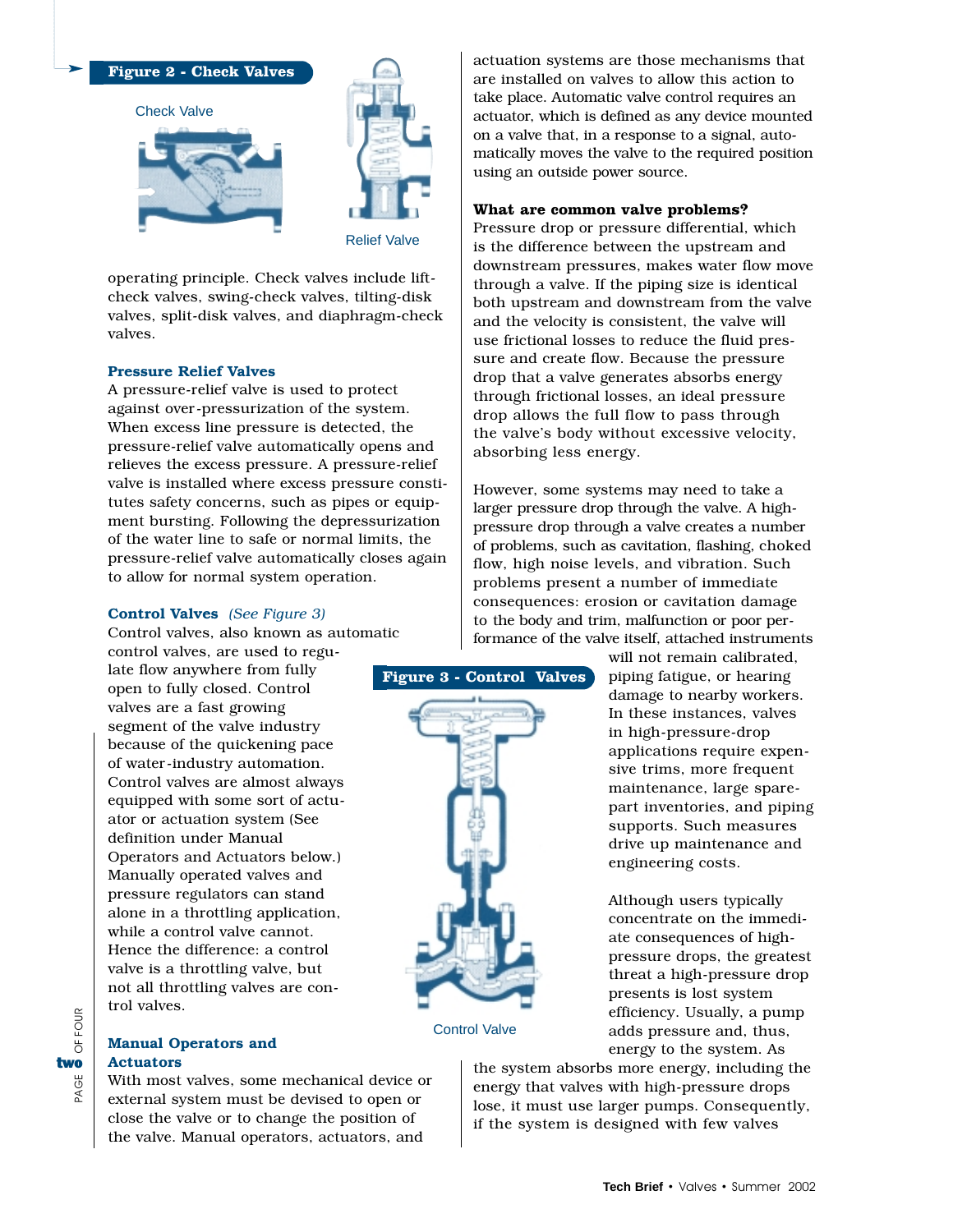**Figure 2 - Check Valves**

Check Valve

Relief Valve

operating principle. Check valves include lift-check valves, swing-check valves, tilting-disk valves, split-disk valves, and diaphragm-check valves.

### Pressure Relief Valves

A pressure-relief valve is used to protect against over-pressurization of the system. When excess line pressure is detected, the pressure-relief valve automatically opens and relieves the excess pressure. A pressure-relief valve is installed where excess pressure constitutes safety concerns, such as pipes or equipment bursting. Following the depressurization of the water line to safe or normal limits, the pressure-relief valve automatically closes again to allow for normal system operation.

### Control Valves *(See Figure 3)*

Control valves, also known as automatic control valves, are used to regulate flow anywhere from fully open to fully closed. Control valves are a fast growing segment of the valve industry because of the quickening pace of water-industry automation. Control valves are almost always equipped with some sort of actuator or actuation system (See definition under Manual Operators and Actuators below.) Manually operated valves and pressure regulators can stand alone in a throttling application, while a control valve cannot. Hence the difference: a control valve is a throttling valve, but not all throttling valves are control valves.

**Figure 3 - Control Valves**

Control Valve

### Manual Operators and Actuators

With most valves, some mechanical device or external system must be devised to open or close the valve or to change the position of the valve. Manual operators, actuators, and actuation systems are those mechanisms that are installed on valves to allow this action to take place. Automatic valve control requires an actuator, which is defined as any device mounted on a valve that, in a response to a signal, automatically moves the valve to the required position using an outside power source.

**What are common valve problems?**

Pressure drop or pressure differential, which is the difference between the upstream and downstream pressures, makes water flow move through a valve. If the piping size is identical both upstream and downstream from the valve and the velocity is consistent, the valve will use frictional losses to reduce the fluid pressure and create flow. Because the pressure drop that a valve generates absorbs energy through frictional losses, an ideal pressure drop allows the full flow to pass through the valve's body without excessive velocity, absorbing less energy.

However, some systems may need to take a larger pressure drop through the valve. A high-pressure drop through a valve creates a number of problems, such as cavitation, flashing, choked flow, high noise levels, and vibration. Such problems present a number of immediate consequences: erosion or cavitation damage to the body and trim, malfunction or poor performance of the valve itself, attached instruments will not remain calibrated, piping fatigue, or hearing damage to nearby workers. In these instances, valves in high-pressure-drop applications require expensive trims, more frequent maintenance, large spare-part inventories, and piping supports. Such measures drive up maintenance and engineering costs.

Although users typically concentrate on the immediate consequences of high-pressure drops, the greatest threat a high-pressure drop presents is lost system efficiency. Usually, a pump adds pressure and, thus, energy to the system. As the system absorbs more energy, including the energy that valves with high-pressure drops lose, it must use larger pumps. Consequently, if the system is designed with few valves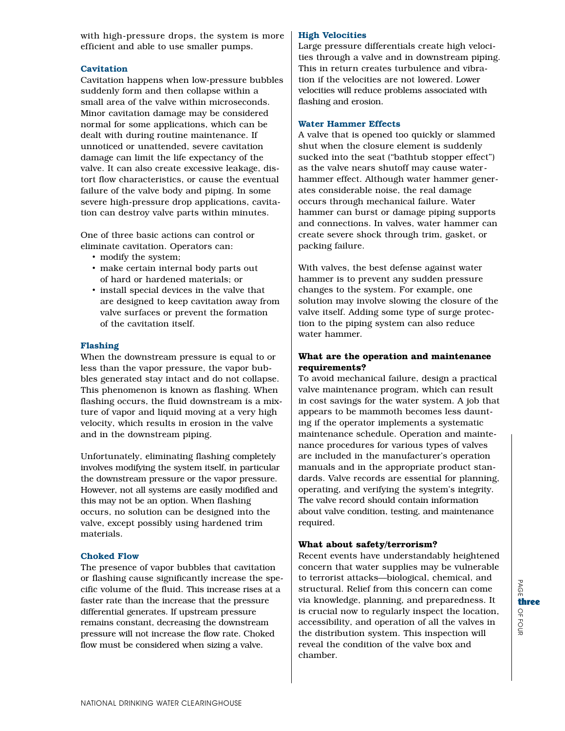with high-pressure drops, the system is more efficient and able to use smaller pumps.

### Cavitation

Cavitation happens when low-pressure bubbles suddenly form and then collapse within a small area of the valve within microseconds. Minor cavitation damage may be considered normal for some applications, which can be dealt with during routine maintenance. If unnoticed or unattended, severe cavitation damage can limit the life expectancy of the valve. It can also create excessive leakage, distort flow characteristics, or cause the eventual failure of the valve body and piping. In some severe high-pressure drop applications, cavitation can destroy valve parts within minutes.

One of three basic actions can control or eliminate cavitation. Operators can:

- modify the system;
- make certain internal body parts out of hard or hardened materials; or
- install special devices in the valve that are designed to keep cavitation away from valve surfaces or prevent the formation of the cavitation itself.

### Flashing

When the downstream pressure is equal to or less than the vapor pressure, the vapor bubbles generated stay intact and do not collapse. This phenomenon is known as flashing. When flashing occurs, the fluid downstream is a mixture of vapor and liquid moving at a very high velocity, which results in erosion in the valve and in the downstream piping.

Unfortunately, eliminating flashing completely involves modifying the system itself, in particular the downstream pressure or the vapor pressure. However, not all systems are easily modified and this may not be an option. When flashing occurs, no solution can be designed into the valve, except possibly using hardened trim materials.

### Choked Flow

The presence of vapor bubbles that cavitation or flashing cause significantly increase the specific volume of the fluid. This increase rises at a faster rate than the increase that the pressure differential generates. If upstream pressure remains constant, decreasing the downstream pressure will not increase the flow rate. Choked flow must be considered when sizing a valve.

### High Velocities

Large pressure differentials create high velocities through a valve and in downstream piping. This in return creates turbulence and vibration if the velocities are not lowered. Lower velocities will reduce problems associated with flashing and erosion.

### Water Hammer Effects

A valve that is opened too quickly or slammed shut when the closure element is suddenly sucked into the seat ("bathtub stopper effect") as the valve nears shutoff may cause water-hammer effect. Although water hammer generates considerable noise, the real damage occurs through mechanical failure. Water hammer can burst or damage piping supports and connections. In valves, water hammer can create severe shock through trim, gasket, or packing failure.

With valves, the best defense against water hammer is to prevent any sudden pressure changes to the system. For example, one solution may involve slowing the closure of the valve itself. Adding some type of surge protection to the piping system can also reduce water hammer.

**What are the operation and maintenance requirements?**

To avoid mechanical failure, design a practical valve maintenance program, which can result in cost savings for the water system. A job that appears to be mammoth becomes less daunting if the operator implements a systematic maintenance schedule. Operation and maintenance procedures for various types of valves are included in the manufacturer's operation manuals and in the appropriate product standards. Valve records are essential for planning, operating, and verifying the system's integrity. The valve record should contain information about valve condition, testing, and maintenance required.

**What about safety/terrorism?**

Recent events have understandably heightened concern that water supplies may be vulnerable to terrorist attacks—biological, chemical, and structural. Relief from this concern can come via knowledge, planning, and preparedness. It is crucial now to regularly inspect the location, accessibility, and operation of all the valves in the distribution system. This inspection will reveal the condition of the valve box and chamber.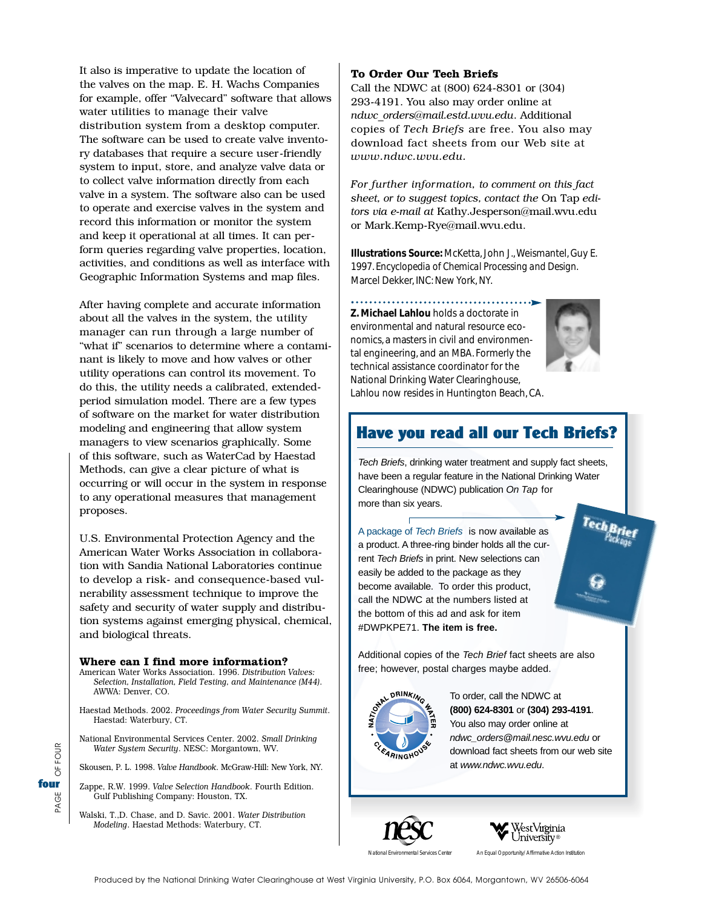It also is imperative to update the location of the valves on the map. E. H. Wachs Companies for example, offer “Valvecard” software that allows water utilities to manage their valve distribution system from a desktop computer. The software can be used to create valve inventory databases that require a secure user-friendly system to input, store, and analyze valve data or to collect valve information directly from each valve in a system. The software also can be used to operate and exercise valves in the system and record this information or monitor the system and keep it operational at all times. It can perform queries regarding valve properties, location, activities, and conditions as well as interface with Geographic Information Systems and map files.

After having complete and accurate information about all the valves in the system, the utility manager can run through a large number of “what if” scenarios to determine where a contaminant is likely to move and how valves or other utility operations can control its movement. To do this, the utility needs a calibrated, extended-period simulation model. There are a few types of software on the market for water distribution modeling and engineering that allow system managers to view scenarios graphically. Some of this software, such as WaterCad by Haestad Methods, can give a clear picture of what is occurring or will occur in the system in response to any operational measures that management proposes.

U.S. Environmental Protection Agency and the American Water Works Association in collaboration with Sandia National Laboratories continue to develop a risk- and consequence-based vulnerability assessment technique to improve the safety and security of water supply and distribution systems against emerging physical, chemical, and biological threats.

### Where can I find more information?

American Water Works Association. 1996. *Distribution Valves: Selection, Installation, Field Testing, and Maintenance (M44)*. AWWA: Denver, CO.

Haestad Methods. 2002. *Proceedings from Water Security Summit*. Haestad: Waterbury, CT.

National Environmental Services Center. 2002. *Small Drinking Water System Security*. NESC: Morgantown, WV.

Skousen, P. L. 1998. *Valve Handbook*. McGraw-Hill: New York, NY.

Zappe, R.W. 1999. *Valve Selection Handbook*. Fourth Edition. Gulf Publishing Company: Houston, TX.

Walski, T.,D. Chase, and D. Savic. 2001. *Water Distribution Modeling*. Haestad Methods: Waterbury, CT.

### To Order Our Tech Briefs

Call the NDWC at (800) 624-8301 or (304) 293-4191. You also may order online at *ndwc_orders@mail.estd.wvu.edu*. Additional copies of *Tech Briefs* are free. You also may download fact sheets from our Web site at *www.ndwc.wvu.edu*.

*For further information, to comment on this fact sheet, or to suggest topics, contact the* On Tap *editors via e-mail at* Kathy.Jesperson@mail.wvu.edu or Mark.Kemp-Rye@mail.wvu.edu.

**Illustrations Source:** McKetta, John J., Weismantel, Guy E. 1997. *Encyclopedia of Chemical Processing and Design*. Marcel Dekker, INC: New York, NY.

**Z. Michael Lahlou** holds a doctorate in environmental and natural resource economics, a masters in civil and environmental engineering, and an MBA. Formerly the technical assistance coordinator for the National Drinking Water Clearinghouse, Lahlou now resides in Huntington Beach, CA.

## Have you read all our Tech Briefs?

*Tech Briefs*, drinking water treatment and supply fact sheets, have been a regular feature in the National Drinking Water Clearinghouse (NDWC) publication *On Tap* for more than six years.

A package of *Tech Briefs* is now available as a product. A three-ring binder holds all the current *Tech Briefs* in print. New selections can easily be added to the package as they become available. To order this product, call the NDWC at the numbers listed at the bottom of this ad and ask for item #DWPKPE71. **The item is free.**

Additional copies of the *Tech Brief* fact sheets are also free; however, postal charges maybe added.

To order, call the NDWC at **(800) 624-8301** or **(304) 293-4191**. You also may order online at *ndwc_orders@mail.nesc.wvu.edu* or download fact sheets from our web site at *www.ndwc.wvu.edu*.

National Environmental Services Center

West Virginia University — An Equal Opportunity/Affirmative Action Institution

Produced by the National Drinking Water Clearinghouse at West Virginia University, P.O. Box 6064, Morgantown, WV 26506-6064